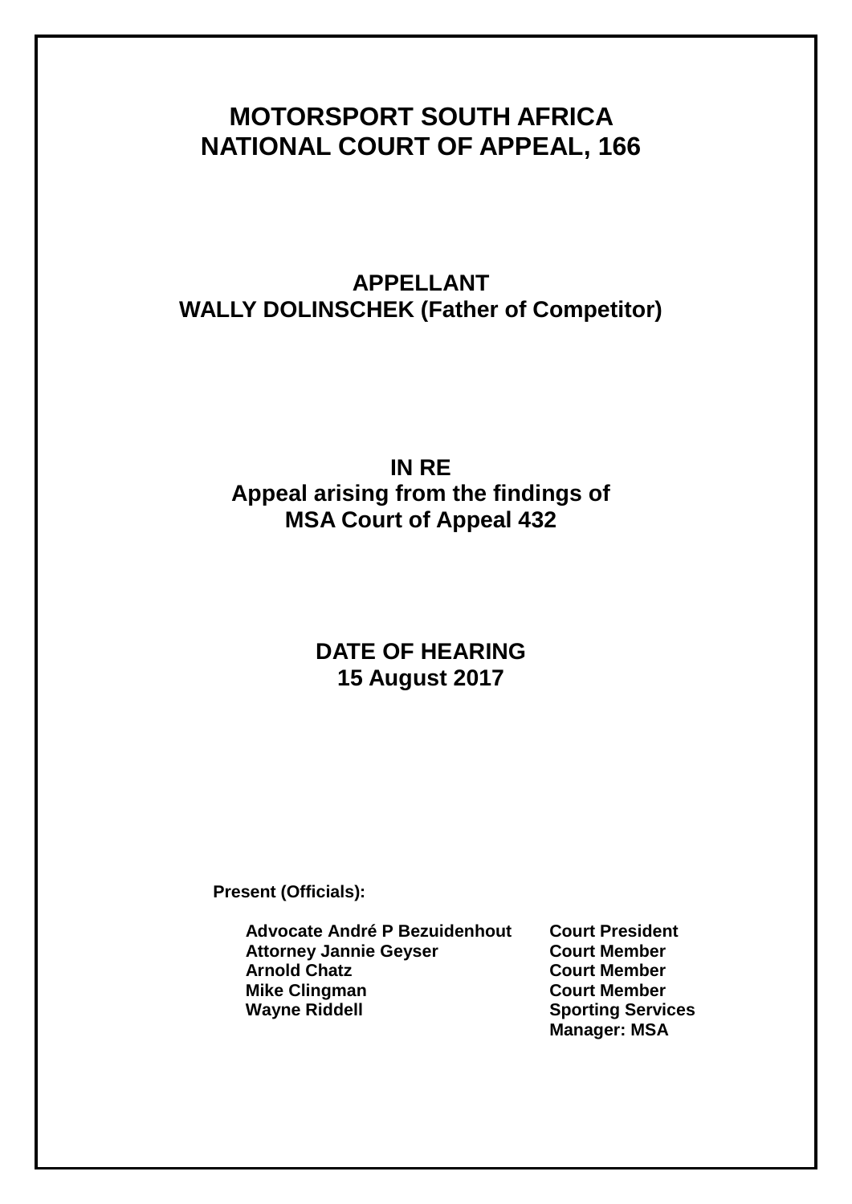# MOTORSPORT SOUTH AFRICA
# NATIONAL COURT OF APPEAL, 166

## APPELLANT
## WALLY DOLINSCHEK (Father of Competitor)

## IN RE
## Appeal arising from the findings of MSA Court of Appeal 432

## DATE OF HEARING
## 15 August 2017

**Present (Officials):**

| | |
|---|---|
| **Advocate André P Bezuidenhout** | **Court President** |
| **Attorney Jannie Geyser** | **Court Member** |
| **Arnold Chatz** | **Court Member** |
| **Mike Clingman** | **Court Member** |
| **Wayne Riddell** | **Sporting Services Manager: MSA** |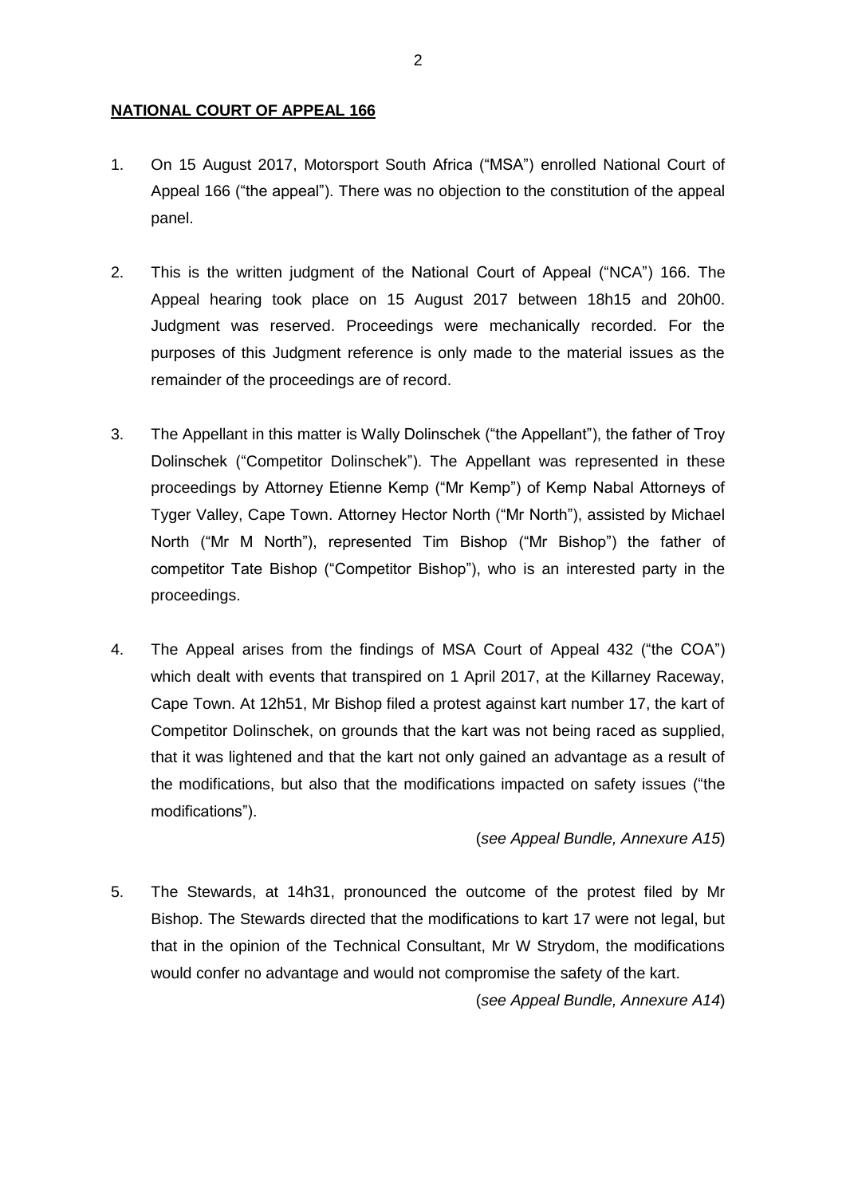**NATIONAL COURT OF APPEAL 166**

1. On 15 August 2017, Motorsport South Africa ("MSA") enrolled National Court of Appeal 166 ("the appeal"). There was no objection to the constitution of the appeal panel.

2. This is the written judgment of the National Court of Appeal ("NCA") 166. The Appeal hearing took place on 15 August 2017 between 18h15 and 20h00. Judgment was reserved. Proceedings were mechanically recorded. For the purposes of this Judgment reference is only made to the material issues as the remainder of the proceedings are of record.

3. The Appellant in this matter is Wally Dolinschek ("the Appellant"), the father of Troy Dolinschek ("Competitor Dolinschek"). The Appellant was represented in these proceedings by Attorney Etienne Kemp ("Mr Kemp") of Kemp Nabal Attorneys of Tyger Valley, Cape Town. Attorney Hector North ("Mr North"), assisted by Michael North ("Mr M North"), represented Tim Bishop ("Mr Bishop") the father of competitor Tate Bishop ("Competitor Bishop"), who is an interested party in the proceedings.

4. The Appeal arises from the findings of MSA Court of Appeal 432 ("the COA") which dealt with events that transpired on 1 April 2017, at the Killarney Raceway, Cape Town. At 12h51, Mr Bishop filed a protest against kart number 17, the kart of Competitor Dolinschek, on grounds that the kart was not being raced as supplied, that it was lightened and that the kart not only gained an advantage as a result of the modifications, but also that the modifications impacted on safety issues ("the modifications").

   (*see Appeal Bundle, Annexure A15*)

5. The Stewards, at 14h31, pronounced the outcome of the protest filed by Mr Bishop. The Stewards directed that the modifications to kart 17 were not legal, but that in the opinion of the Technical Consultant, Mr W Strydom, the modifications would confer no advantage and would not compromise the safety of the kart.

   (*see Appeal Bundle, Annexure A14*)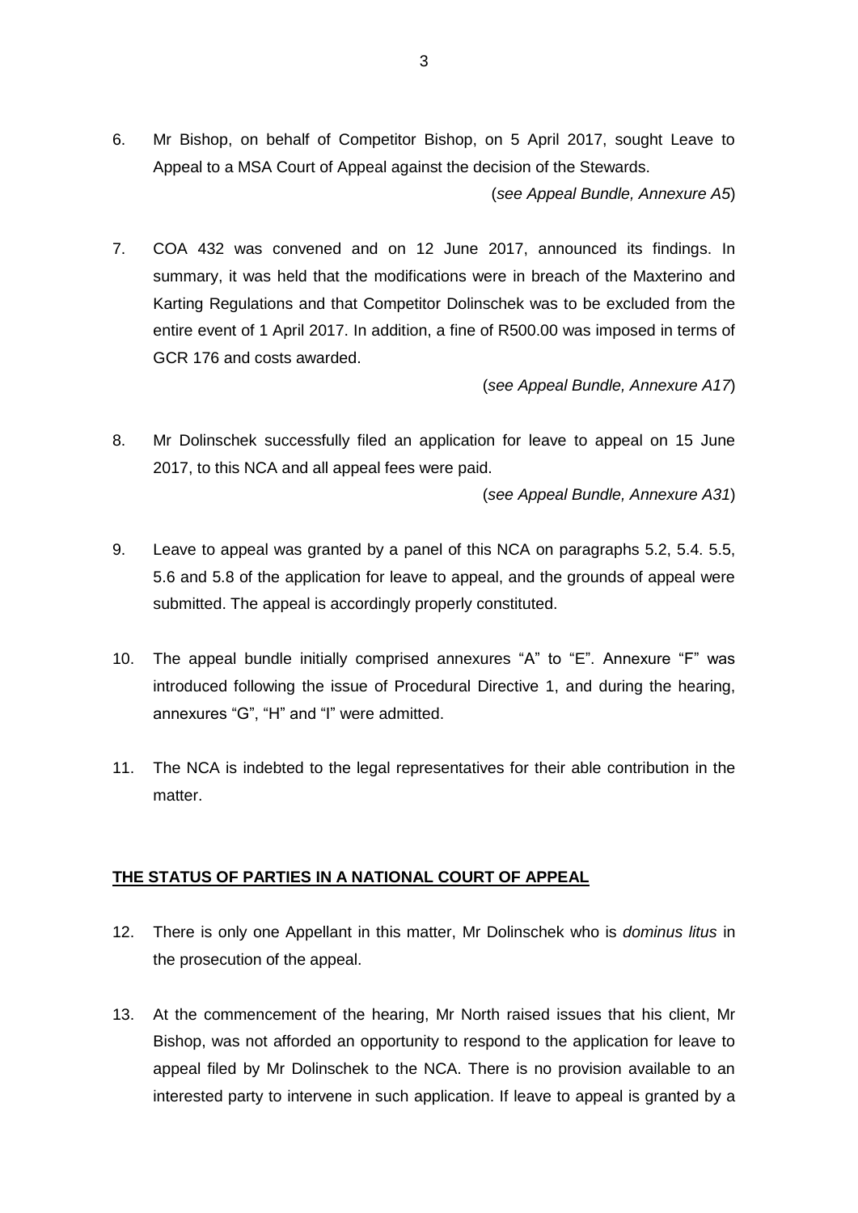6. Mr Bishop, on behalf of Competitor Bishop, on 5 April 2017, sought Leave to Appeal to a MSA Court of Appeal against the decision of the Stewards.

   (*see Appeal Bundle, Annexure A5*)

7. COA 432 was convened and on 12 June 2017, announced its findings. In summary, it was held that the modifications were in breach of the Maxterino and Karting Regulations and that Competitor Dolinschek was to be excluded from the entire event of 1 April 2017. In addition, a fine of R500.00 was imposed in terms of GCR 176 and costs awarded.

   (*see Appeal Bundle, Annexure A17*)

8. Mr Dolinschek successfully filed an application for leave to appeal on 15 June 2017, to this NCA and all appeal fees were paid.

   (*see Appeal Bundle, Annexure A31*)

9. Leave to appeal was granted by a panel of this NCA on paragraphs 5.2, 5.4. 5.5, 5.6 and 5.8 of the application for leave to appeal, and the grounds of appeal were submitted. The appeal is accordingly properly constituted.

10. The appeal bundle initially comprised annexures "A" to "E". Annexure "F" was introduced following the issue of Procedural Directive 1, and during the hearing, annexures "G", "H" and "I" were admitted.

11. The NCA is indebted to the legal representatives for their able contribution in the matter.

## THE STATUS OF PARTIES IN A NATIONAL COURT OF APPEAL

12. There is only one Appellant in this matter, Mr Dolinschek who is *dominus litus* in the prosecution of the appeal.

13. At the commencement of the hearing, Mr North raised issues that his client, Mr Bishop, was not afforded an opportunity to respond to the application for leave to appeal filed by Mr Dolinschek to the NCA. There is no provision available to an interested party to intervene in such application. If leave to appeal is granted by a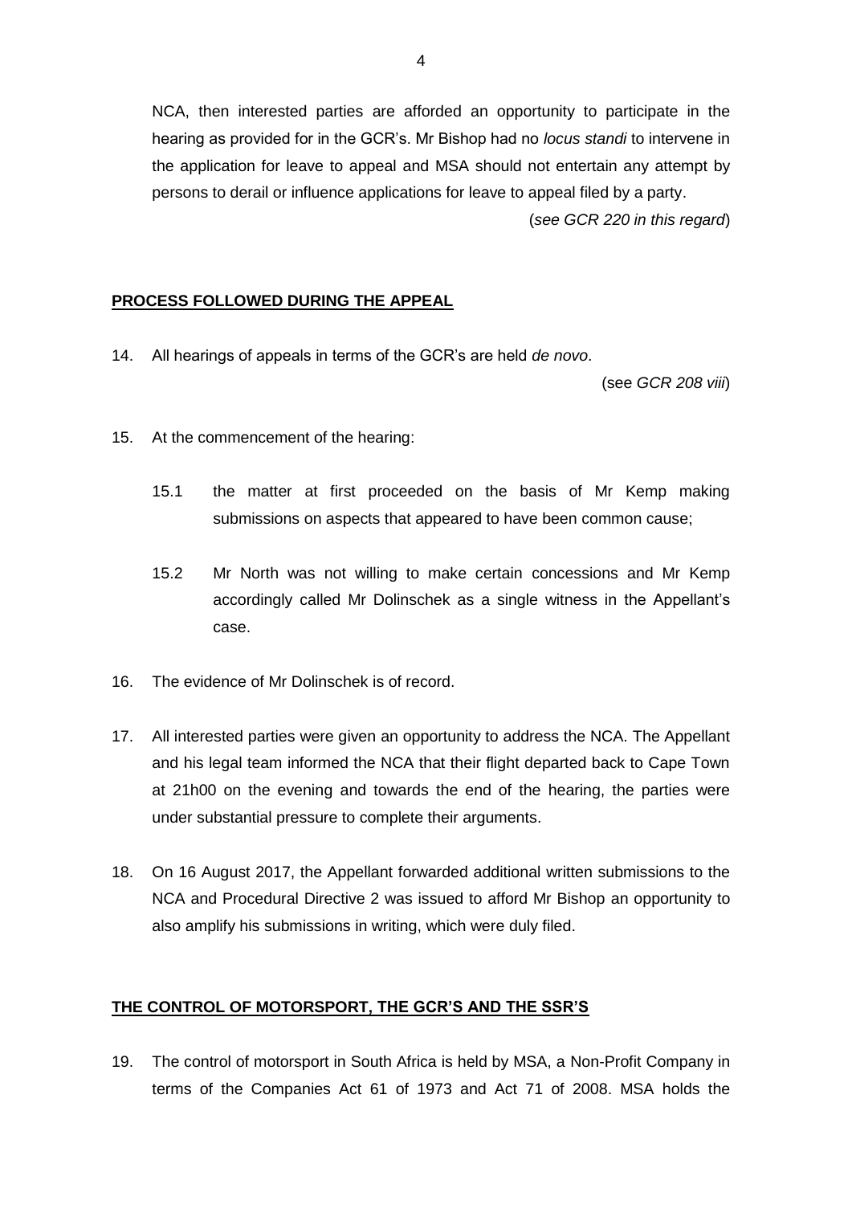NCA, then interested parties are afforded an opportunity to participate in the hearing as provided for in the GCR's. Mr Bishop had no *locus standi* to intervene in the application for leave to appeal and MSA should not entertain any attempt by persons to derail or influence applications for leave to appeal filed by a party.

(*see GCR 220 in this regard*)

**PROCESS FOLLOWED DURING THE APPEAL**

14. All hearings of appeals in terms of the GCR's are held *de novo*.

    (see *GCR 208 viii*)

15. At the commencement of the hearing:

    15.1 the matter at first proceeded on the basis of Mr Kemp making submissions on aspects that appeared to have been common cause;

    15.2 Mr North was not willing to make certain concessions and Mr Kemp accordingly called Mr Dolinschek as a single witness in the Appellant's case.

16. The evidence of Mr Dolinschek is of record.

17. All interested parties were given an opportunity to address the NCA. The Appellant and his legal team informed the NCA that their flight departed back to Cape Town at 21h00 on the evening and towards the end of the hearing, the parties were under substantial pressure to complete their arguments.

18. On 16 August 2017, the Appellant forwarded additional written submissions to the NCA and Procedural Directive 2 was issued to afford Mr Bishop an opportunity to also amplify his submissions in writing, which were duly filed.

**THE CONTROL OF MOTORSPORT, THE GCR'S AND THE SSR'S**

19. The control of motorsport in South Africa is held by MSA, a Non-Profit Company in terms of the Companies Act 61 of 1973 and Act 71 of 2008. MSA holds the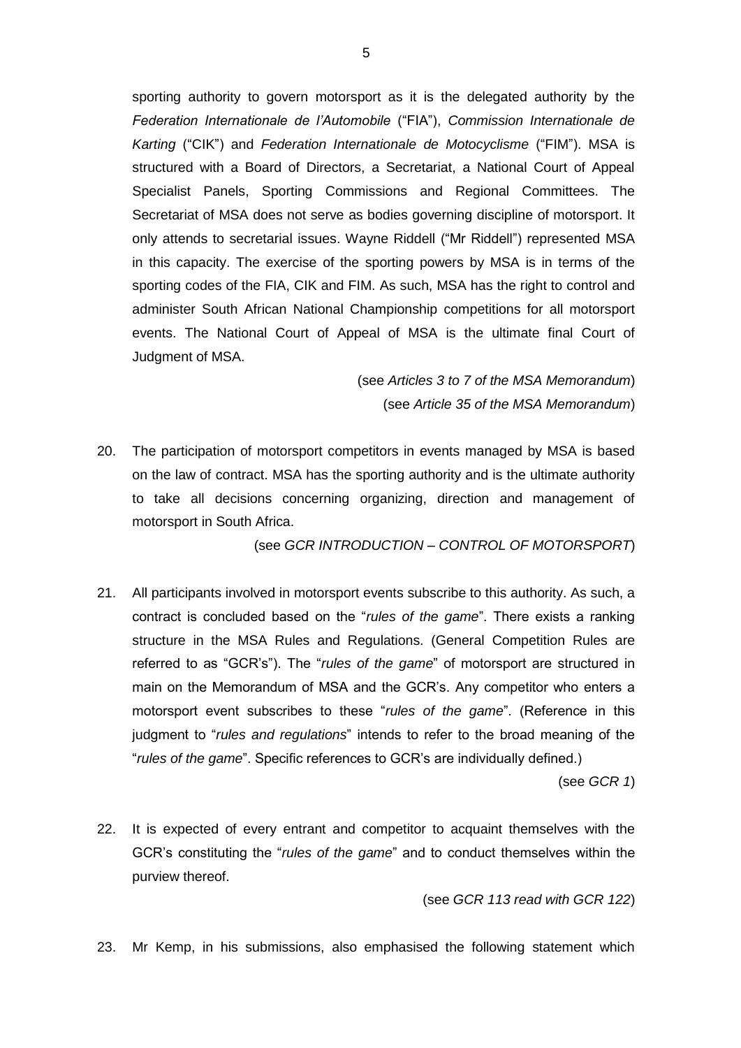sporting authority to govern motorsport as it is the delegated authority by the *Federation Internationale de l'Automobile* ("FIA"), *Commission Internationale de Karting* ("CIK") and *Federation Internationale de Motocyclisme* ("FIM"). MSA is structured with a Board of Directors, a Secretariat, a National Court of Appeal Specialist Panels, Sporting Commissions and Regional Committees. The Secretariat of MSA does not serve as bodies governing discipline of motorsport. It only attends to secretarial issues. Wayne Riddell ("Mr Riddell") represented MSA in this capacity. The exercise of the sporting powers by MSA is in terms of the sporting codes of the FIA, CIK and FIM. As such, MSA has the right to control and administer South African National Championship competitions for all motorsport events. The National Court of Appeal of MSA is the ultimate final Court of Judgment of MSA.

(see *Articles 3 to 7 of the MSA Memorandum*)
(see *Article 35 of the MSA Memorandum*)

20. The participation of motorsport competitors in events managed by MSA is based on the law of contract. MSA has the sporting authority and is the ultimate authority to take all decisions concerning organizing, direction and management of motorsport in South Africa.

(see *GCR INTRODUCTION – CONTROL OF MOTORSPORT*)

21. All participants involved in motorsport events subscribe to this authority. As such, a contract is concluded based on the "*rules of the game*". There exists a ranking structure in the MSA Rules and Regulations. (General Competition Rules are referred to as "GCR's"). The "*rules of the game*" of motorsport are structured in main on the Memorandum of MSA and the GCR's. Any competitor who enters a motorsport event subscribes to these "*rules of the game*". (Reference in this judgment to "*rules and regulations*" intends to refer to the broad meaning of the "*rules of the game*". Specific references to GCR's are individually defined.)

(see *GCR 1*)

22. It is expected of every entrant and competitor to acquaint themselves with the GCR's constituting the "*rules of the game*" and to conduct themselves within the purview thereof.

(see *GCR 113 read with GCR 122*)

23. Mr Kemp, in his submissions, also emphasised the following statement which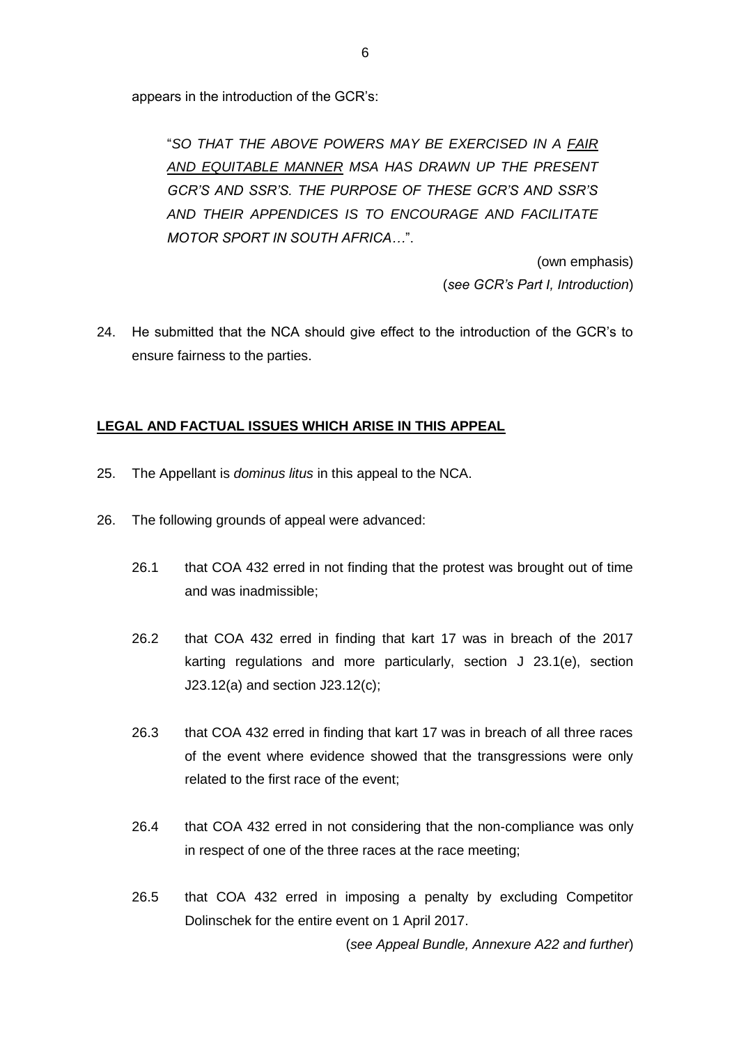appears in the introduction of the GCR's:

> "*SO THAT THE ABOVE POWERS MAY BE EXERCISED IN A <u>FAIR AND EQUITABLE MANNER</u> MSA HAS DRAWN UP THE PRESENT GCR'S AND SSR'S. THE PURPOSE OF THESE GCR'S AND SSR'S AND THEIR APPENDICES IS TO ENCOURAGE AND FACILITATE MOTOR SPORT IN SOUTH AFRICA*…".
>
> (own emphasis)
>
> (*see GCR's Part I, Introduction*)

24. He submitted that the NCA should give effect to the introduction of the GCR's to ensure fairness to the parties.

**<u>LEGAL AND FACTUAL ISSUES WHICH ARISE IN THIS APPEAL</u>**

25. The Appellant is *dominus litus* in this appeal to the NCA.

26. The following grounds of appeal were advanced:

    26.1 that COA 432 erred in not finding that the protest was brought out of time and was inadmissible;

    26.2 that COA 432 erred in finding that kart 17 was in breach of the 2017 karting regulations and more particularly, section J 23.1(e), section J23.12(a) and section J23.12(c);

    26.3 that COA 432 erred in finding that kart 17 was in breach of all three races of the event where evidence showed that the transgressions were only related to the first race of the event;

    26.4 that COA 432 erred in not considering that the non-compliance was only in respect of one of the three races at the race meeting;

    26.5 that COA 432 erred in imposing a penalty by excluding Competitor Dolinschek for the entire event on 1 April 2017.

    (*see Appeal Bundle, Annexure A22 and further*)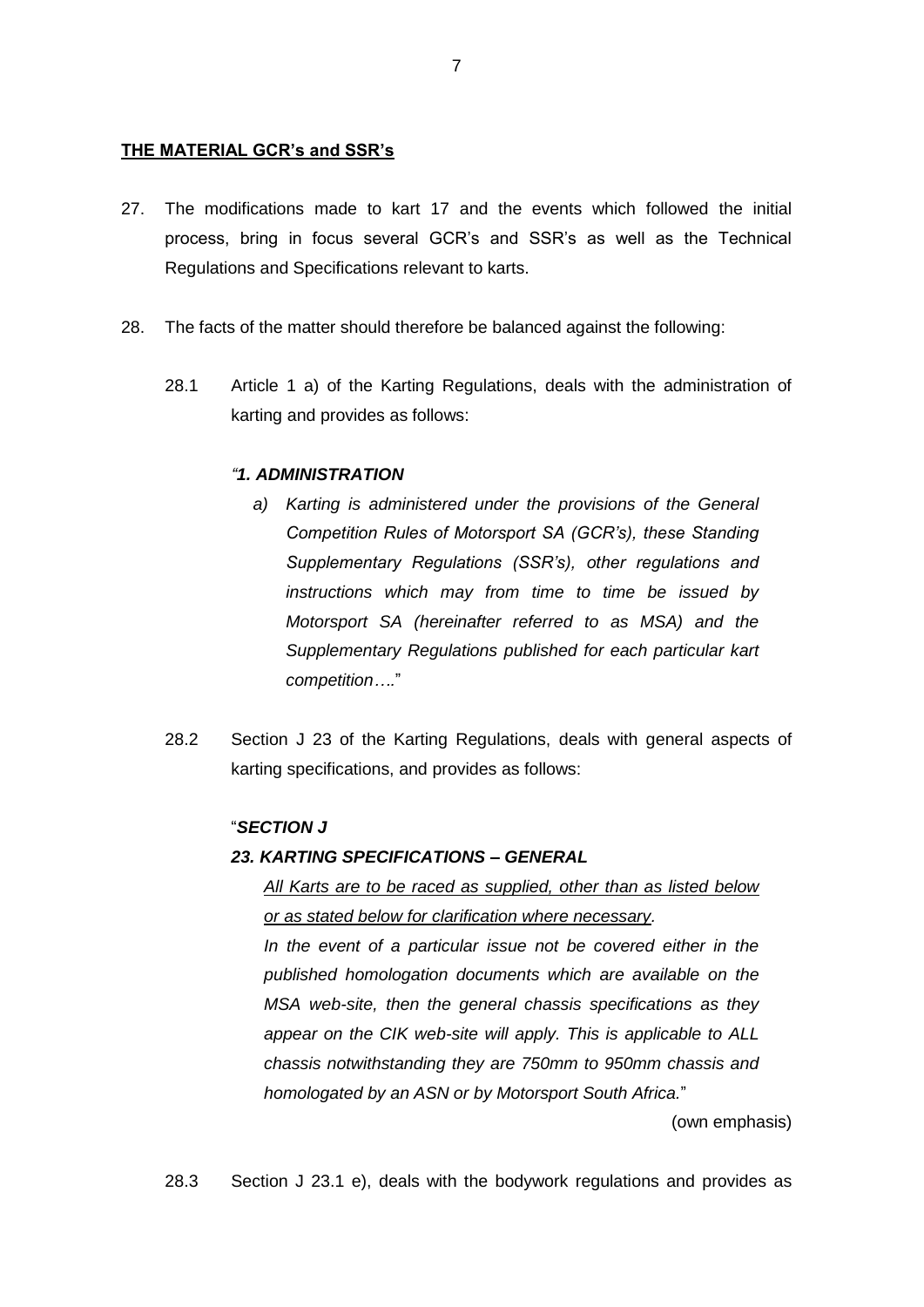**<u>THE MATERIAL GCR's and SSR's</u>**

27. The modifications made to kart 17 and the events which followed the initial process, bring in focus several GCR's and SSR's as well as the Technical Regulations and Specifications relevant to karts.

28. The facts of the matter should therefore be balanced against the following:

 28.1 Article 1 a) of the Karting Regulations, deals with the administration of karting and provides as follows:

 ***"1. ADMINISTRATION***

 *a) Karting is administered under the provisions of the General Competition Rules of Motorsport SA (GCR's), these Standing Supplementary Regulations (SSR's), other regulations and instructions which may from time to time be issued by Motorsport SA (hereinafter referred to as MSA) and the Supplementary Regulations published for each particular kart competition…."*

 28.2 Section J 23 of the Karting Regulations, deals with general aspects of karting specifications, and provides as follows:

 "***SECTION J***

 ***23. KARTING SPECIFICATIONS – GENERAL***

 *<u>All Karts are to be raced as supplied, other than as listed below or as stated below for clarification where necessary.</u>*

 *In the event of a particular issue not be covered either in the published homologation documents which are available on the MSA web-site, then the general chassis specifications as they appear on the CIK web-site will apply. This is applicable to ALL chassis notwithstanding they are 750mm to 950mm chassis and homologated by an ASN or by Motorsport South Africa.*"

 (own emphasis)

 28.3 Section J 23.1 e), deals with the bodywork regulations and provides as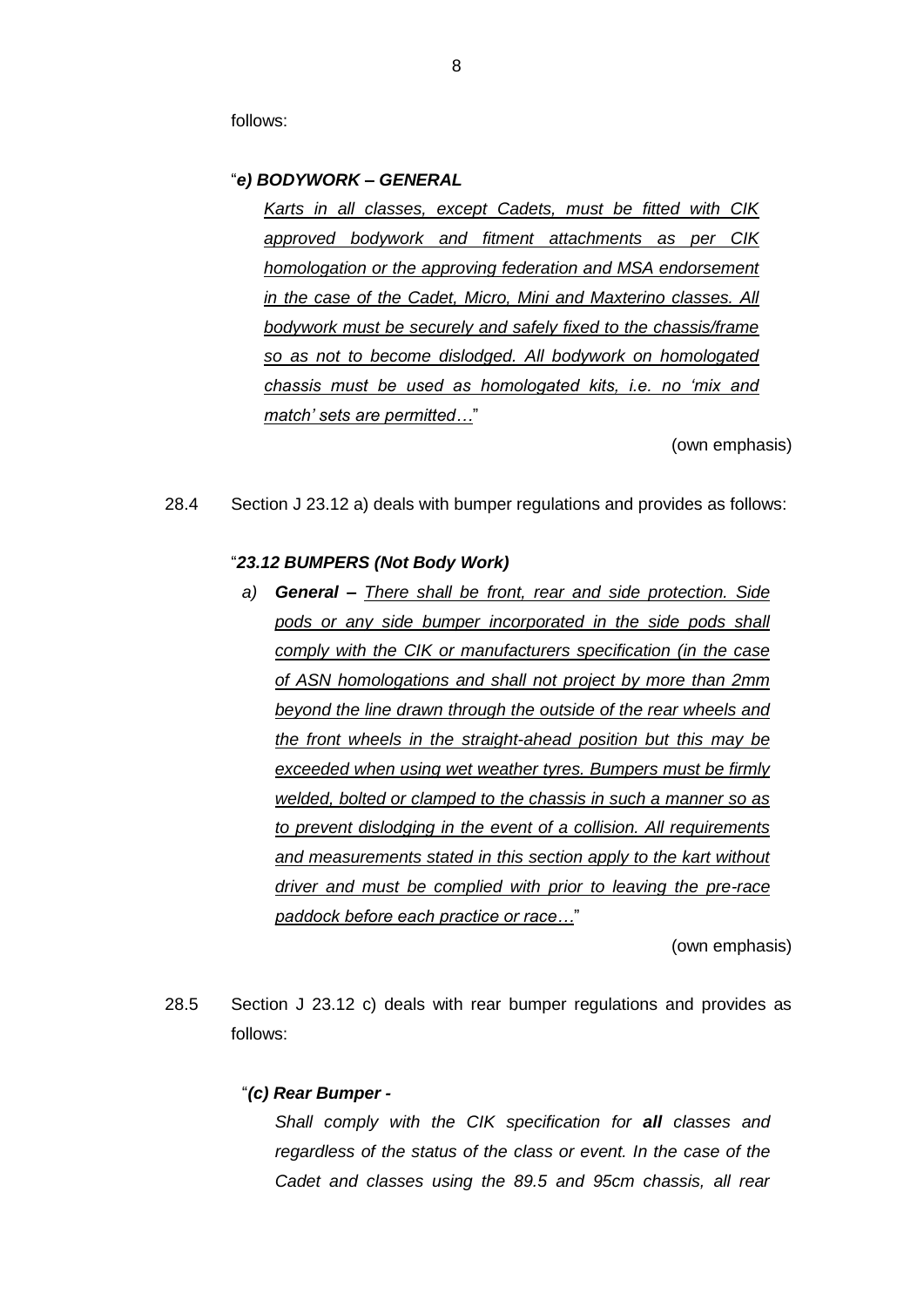follows:

"***e) BODYWORK – GENERAL***

*Karts in all classes, except Cadets, must be fitted with CIK approved bodywork and fitment attachments as per CIK homologation or the approving federation and MSA endorsement in the case of the Cadet, Micro, Mini and Maxterino classes. All bodywork must be securely and safely fixed to the chassis/frame so as not to become dislodged. All bodywork on homologated chassis must be used as homologated kits, i.e. no 'mix and match' sets are permitted…*"

(own emphasis)

28.4 Section J 23.12 a) deals with bumper regulations and provides as follows:

"***23.12 BUMPERS (Not Body Work)***

*a)* ***General –*** *There shall be front, rear and side protection. Side pods or any side bumper incorporated in the side pods shall comply with the CIK or manufacturers specification (in the case of ASN homologations and shall not project by more than 2mm beyond the line drawn through the outside of the rear wheels and the front wheels in the straight-ahead position but this may be exceeded when using wet weather tyres. Bumpers must be firmly welded, bolted or clamped to the chassis in such a manner so as to prevent dislodging in the event of a collision. All requirements and measurements stated in this section apply to the kart without driver and must be complied with prior to leaving the pre-race paddock before each practice or race…*"

(own emphasis)

28.5 Section J 23.12 c) deals with rear bumper regulations and provides as follows:

"***(c) Rear Bumper -***

*Shall comply with the CIK specification for* ***all*** *classes and regardless of the status of the class or event. In the case of the Cadet and classes using the 89.5 and 95cm chassis, all rear*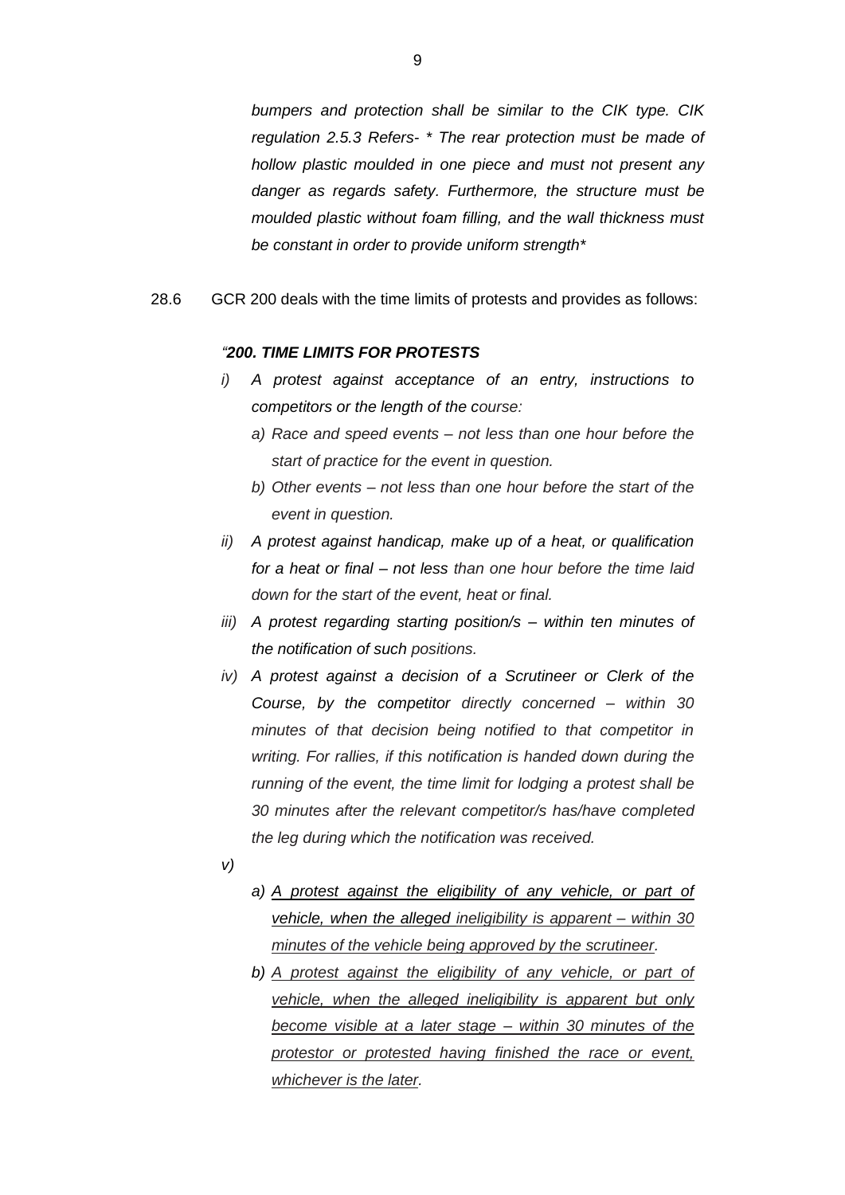*bumpers and protection shall be similar to the CIK type. CIK regulation 2.5.3 Refers- * The rear protection must be made of hollow plastic moulded in one piece and must not present any danger as regards safety. Furthermore, the structure must be moulded plastic without foam filling, and the wall thickness must be constant in order to provide uniform strength**

28.6 GCR 200 deals with the time limits of protests and provides as follows:

> *"**200. TIME LIMITS FOR PROTESTS***
>
> *i) A protest against acceptance of an entry, instructions to competitors or the length of the course:*
>
> *a) Race and speed events – not less than one hour before the start of practice for the event in question.*
>
> *b) Other events – not less than one hour before the start of the event in question.*
>
> *ii) A protest against handicap, make up of a heat, or qualification for a heat or final – not less than one hour before the time laid down for the start of the event, heat or final.*
>
> *iii) A protest regarding starting position/s – within ten minutes of the notification of such positions.*
>
> *iv) A protest against a decision of a Scrutineer or Clerk of the Course, by the competitor directly concerned – within 30 minutes of that decision being notified to that competitor in writing. For rallies, if this notification is handed down during the running of the event, the time limit for lodging a protest shall be 30 minutes after the relevant competitor/s has/have completed the leg during which the notification was received.*
>
> *v)*
>
> *a) <u>A protest against the eligibility of any vehicle, or part of vehicle, when the alleged ineligibility is apparent – within 30 minutes of the vehicle being approved by the scrutineer</u>.*
>
> *b) <u>A protest against the eligibility of any vehicle, or part of vehicle, when the alleged ineligibility is apparent but only become visible at a later stage – within 30 minutes of the protestor or protested having finished the race or event, whichever is the later</u>.*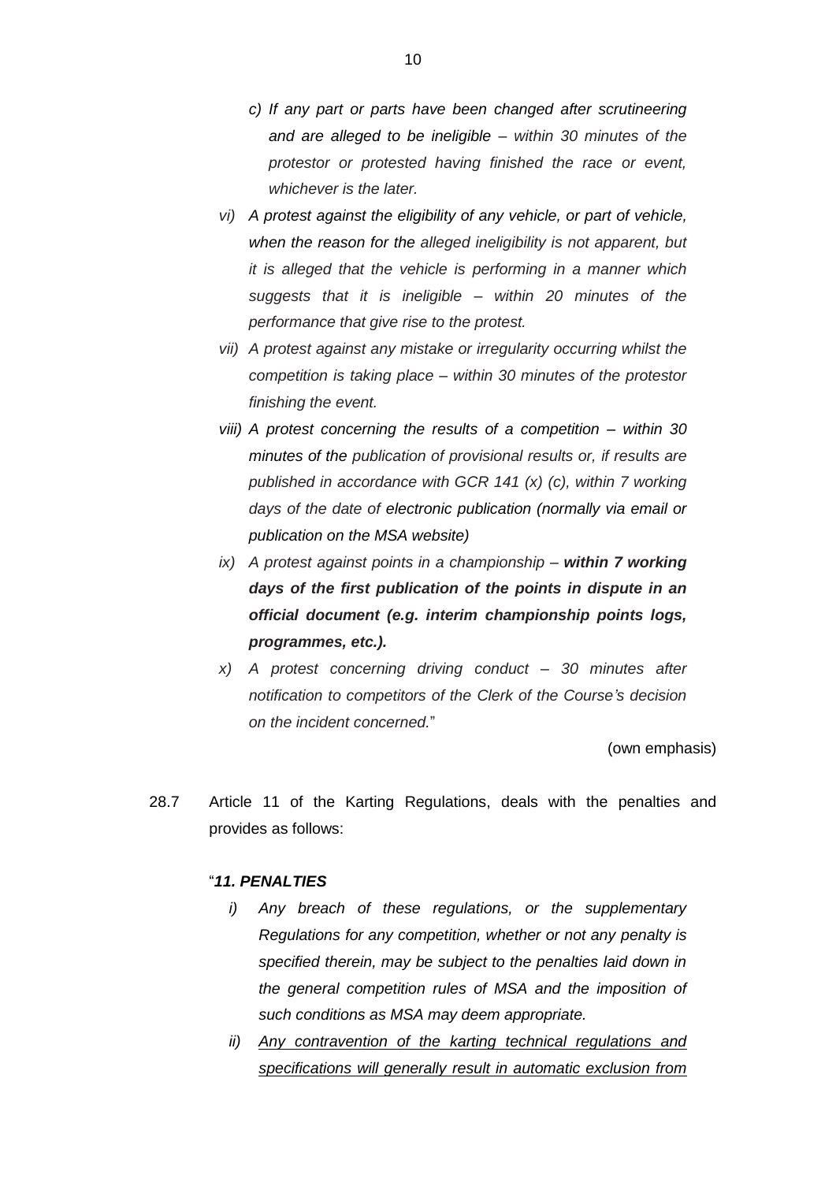- c) *If any part or parts have been changed after scrutineering and are alleged to be ineligible – within 30 minutes of the protestor or protested having finished the race or event, whichever is the later.*

- vi) *A protest against the eligibility of any vehicle, or part of vehicle, when the reason for the alleged ineligibility is not apparent, but it is alleged that the vehicle is performing in a manner which suggests that it is ineligible – within 20 minutes of the performance that give rise to the protest.*
- vii) *A protest against any mistake or irregularity occurring whilst the competition is taking place – within 30 minutes of the protestor finishing the event.*
- viii) *A protest concerning the results of a competition – within 30 minutes of the publication of provisional results or, if results are published in accordance with GCR 141 (x) (c), within 7 working days of the date of electronic publication (normally via email or publication on the MSA website)*
- ix) *A protest against points in a championship – **within 7 working days of the first publication of the points in dispute in an official document (e.g. interim championship points logs, programmes, etc.).***
- x) *A protest concerning driving conduct – 30 minutes after notification to competitors of the Clerk of the Course's decision on the incident concerned.*"

(own emphasis)

28.7 Article 11 of the Karting Regulations, deals with the penalties and provides as follows:

"***11. PENALTIES***

- i) *Any breach of these regulations, or the supplementary Regulations for any competition, whether or not any penalty is specified therein, may be subject to the penalties laid down in the general competition rules of MSA and the imposition of such conditions as MSA may deem appropriate.*
- ii) <u>*Any contravention of the karting technical regulations and specifications will generally result in automatic exclusion from*</u>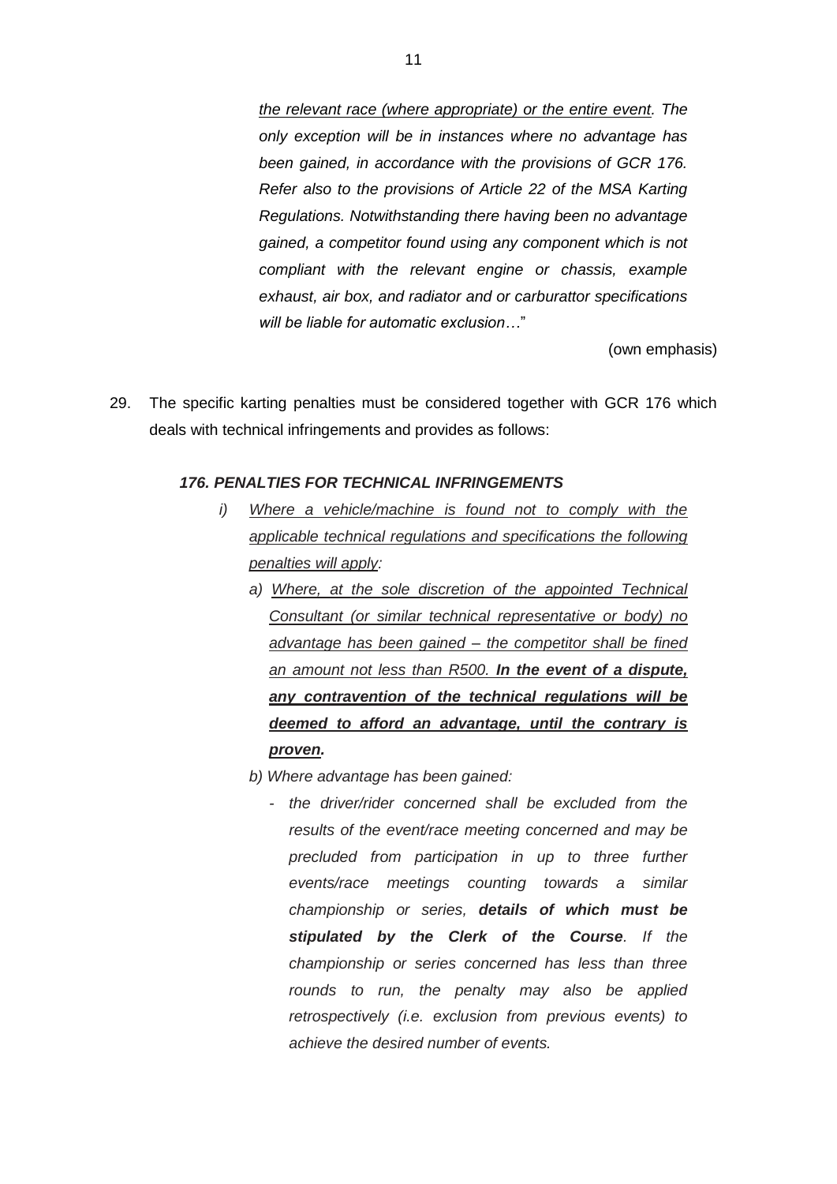*the relevant race (where appropriate) or the entire event. The only exception will be in instances where no advantage has been gained, in accordance with the provisions of GCR 176. Refer also to the provisions of Article 22 of the MSA Karting Regulations. Notwithstanding there having been no advantage gained, a competitor found using any component which is not compliant with the relevant engine or chassis, example exhaust, air box, and radiator and or carburattor specifications will be liable for automatic exclusion…*"

(own emphasis)

29. The specific karting penalties must be considered together with GCR 176 which deals with technical infringements and provides as follows:

***176. PENALTIES FOR TECHNICAL INFRINGEMENTS***

*i) Where a vehicle/machine is found not to comply with the applicable technical regulations and specifications the following penalties will apply:*

*a) Where, at the sole discretion of the appointed Technical Consultant (or similar technical representative or body) no advantage has been gained – the competitor shall be fined an amount not less than R500.* ***In the event of a dispute, any contravention of the technical regulations will be deemed to afford an advantage, until the contrary is proven.***

*b) Where advantage has been gained:*

*- the driver/rider concerned shall be excluded from the results of the event/race meeting concerned and may be precluded from participation in up to three further events/race meetings counting towards a similar championship or series,* ***details of which must be stipulated by the Clerk of the Course****. If the championship or series concerned has less than three rounds to run, the penalty may also be applied retrospectively (i.e. exclusion from previous events) to achieve the desired number of events.*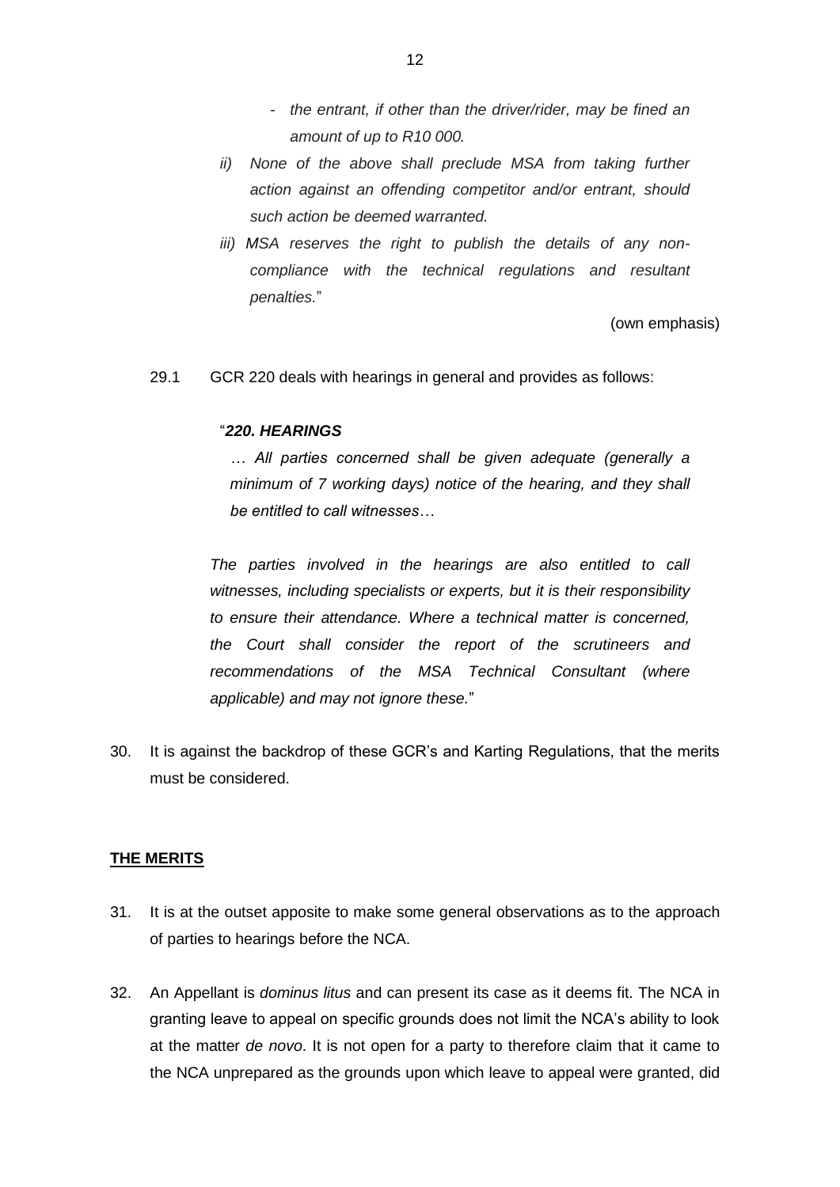- *the entrant, if other than the driver/rider, may be fined an amount of up to R10 000.*

*ii) None of the above shall preclude MSA from taking further action against an offending competitor and/or entrant, should such action be deemed warranted.*

*iii) MSA reserves the right to publish the details of any non-compliance with the technical regulations and resultant penalties.*"

(own emphasis)

29.1 GCR 220 deals with hearings in general and provides as follows:

"***220. HEARINGS***

*… All parties concerned shall be given adequate (generally a minimum of 7 working days) notice of the hearing, and they shall be entitled to call witnesses…*

*The parties involved in the hearings are also entitled to call witnesses, including specialists or experts, but it is their responsibility to ensure their attendance. Where a technical matter is concerned, the Court shall consider the report of the scrutineers and recommendations of the MSA Technical Consultant (where applicable) and may not ignore these.*"

30. It is against the backdrop of these GCR's and Karting Regulations, that the merits must be considered.

**<u>THE MERITS</u>**

31. It is at the outset apposite to make some general observations as to the approach of parties to hearings before the NCA.

32. An Appellant is *dominus litus* and can present its case as it deems fit. The NCA in granting leave to appeal on specific grounds does not limit the NCA's ability to look at the matter *de novo*. It is not open for a party to therefore claim that it came to the NCA unprepared as the grounds upon which leave to appeal were granted, did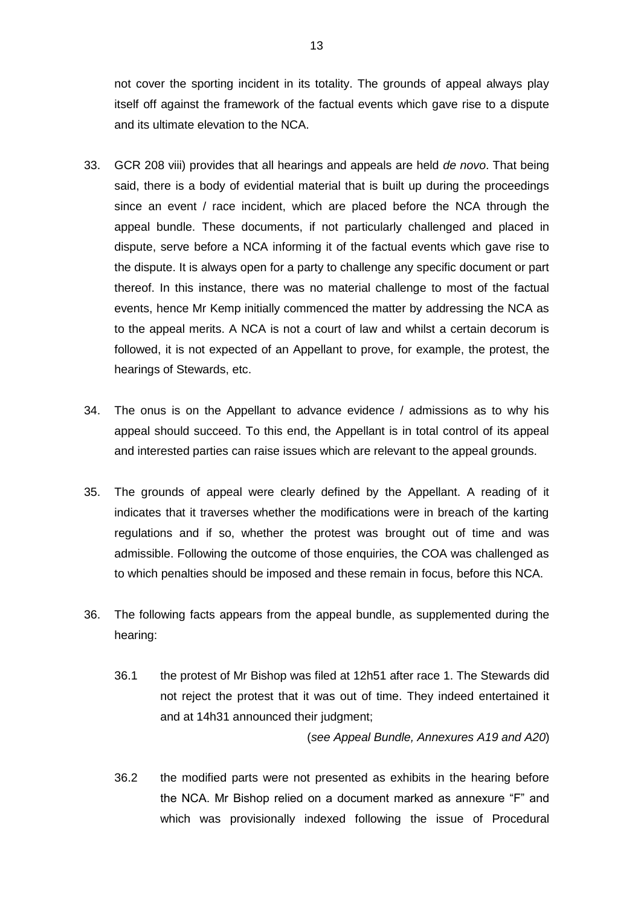not cover the sporting incident in its totality. The grounds of appeal always play itself off against the framework of the factual events which gave rise to a dispute and its ultimate elevation to the NCA.

33. GCR 208 viii) provides that all hearings and appeals are held *de novo*. That being said, there is a body of evidential material that is built up during the proceedings since an event / race incident, which are placed before the NCA through the appeal bundle. These documents, if not particularly challenged and placed in dispute, serve before a NCA informing it of the factual events which gave rise to the dispute. It is always open for a party to challenge any specific document or part thereof. In this instance, there was no material challenge to most of the factual events, hence Mr Kemp initially commenced the matter by addressing the NCA as to the appeal merits. A NCA is not a court of law and whilst a certain decorum is followed, it is not expected of an Appellant to prove, for example, the protest, the hearings of Stewards, etc.

34. The onus is on the Appellant to advance evidence / admissions as to why his appeal should succeed. To this end, the Appellant is in total control of its appeal and interested parties can raise issues which are relevant to the appeal grounds.

35. The grounds of appeal were clearly defined by the Appellant. A reading of it indicates that it traverses whether the modifications were in breach of the karting regulations and if so, whether the protest was brought out of time and was admissible. Following the outcome of those enquiries, the COA was challenged as to which penalties should be imposed and these remain in focus, before this NCA.

36. The following facts appears from the appeal bundle, as supplemented during the hearing:

    36.1 the protest of Mr Bishop was filed at 12h51 after race 1. The Stewards did not reject the protest that it was out of time. They indeed entertained it and at 14h31 announced their judgment;

    (*see Appeal Bundle, Annexures A19 and A20*)

    36.2 the modified parts were not presented as exhibits in the hearing before the NCA. Mr Bishop relied on a document marked as annexure "F" and which was provisionally indexed following the issue of Procedural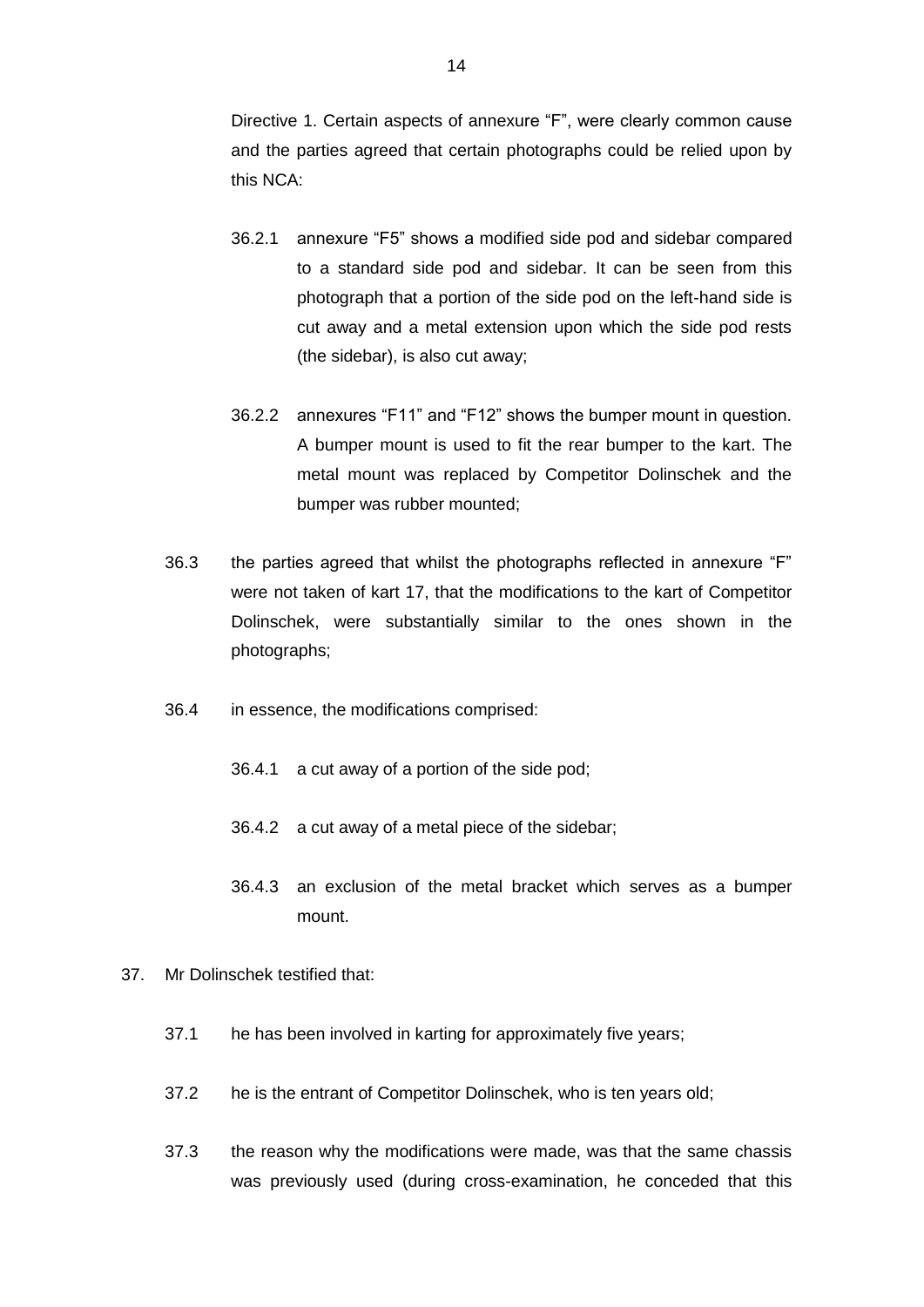Directive 1. Certain aspects of annexure "F", were clearly common cause and the parties agreed that certain photographs could be relied upon by this NCA:

36.2.1 annexure "F5" shows a modified side pod and sidebar compared to a standard side pod and sidebar. It can be seen from this photograph that a portion of the side pod on the left-hand side is cut away and a metal extension upon which the side pod rests (the sidebar), is also cut away;

36.2.2 annexures "F11" and "F12" shows the bumper mount in question. A bumper mount is used to fit the rear bumper to the kart. The metal mount was replaced by Competitor Dolinschek and the bumper was rubber mounted;

36.3 the parties agreed that whilst the photographs reflected in annexure "F" were not taken of kart 17, that the modifications to the kart of Competitor Dolinschek, were substantially similar to the ones shown in the photographs;

36.4 in essence, the modifications comprised:

36.4.1 a cut away of a portion of the side pod;

36.4.2 a cut away of a metal piece of the sidebar;

36.4.3 an exclusion of the metal bracket which serves as a bumper mount.

37. Mr Dolinschek testified that:

37.1 he has been involved in karting for approximately five years;

37.2 he is the entrant of Competitor Dolinschek, who is ten years old;

37.3 the reason why the modifications were made, was that the same chassis was previously used (during cross-examination, he conceded that this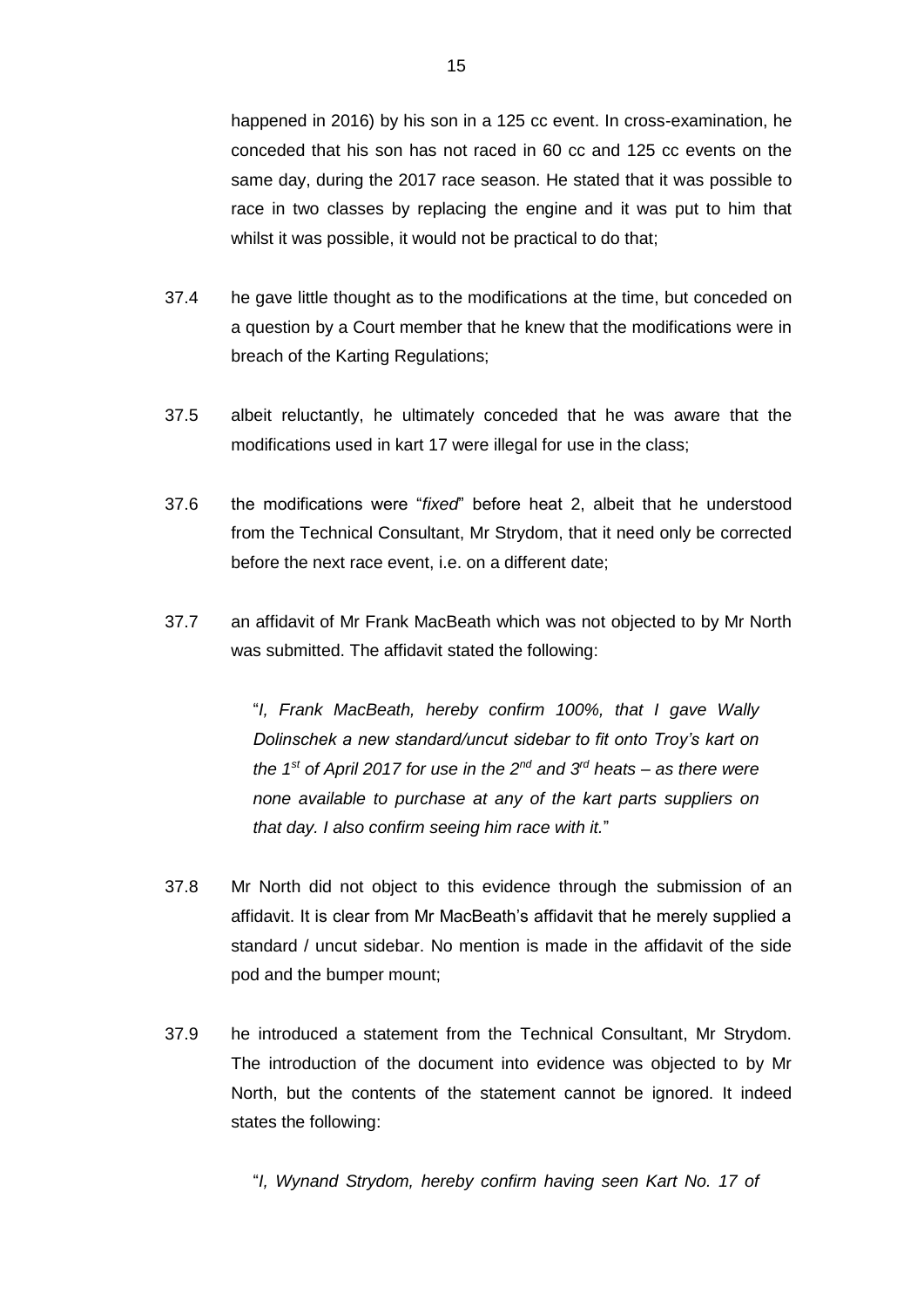happened in 2016) by his son in a 125 cc event. In cross-examination, he conceded that his son has not raced in 60 cc and 125 cc events on the same day, during the 2017 race season. He stated that it was possible to race in two classes by replacing the engine and it was put to him that whilst it was possible, it would not be practical to do that;

37.4 he gave little thought as to the modifications at the time, but conceded on a question by a Court member that he knew that the modifications were in breach of the Karting Regulations;

37.5 albeit reluctantly, he ultimately conceded that he was aware that the modifications used in kart 17 were illegal for use in the class;

37.6 the modifications were "*fixed*" before heat 2, albeit that he understood from the Technical Consultant, Mr Strydom, that it need only be corrected before the next race event, i.e. on a different date;

37.7 an affidavit of Mr Frank MacBeath which was not objected to by Mr North was submitted. The affidavit stated the following:

> "*I, Frank MacBeath, hereby confirm 100%, that I gave Wally Dolinschek a new standard/uncut sidebar to fit onto Troy's kart on the 1st of April 2017 for use in the 2nd and 3rd heats – as there were none available to purchase at any of the kart parts suppliers on that day. I also confirm seeing him race with it.*"

37.8 Mr North did not object to this evidence through the submission of an affidavit. It is clear from Mr MacBeath's affidavit that he merely supplied a standard / uncut sidebar. No mention is made in the affidavit of the side pod and the bumper mount;

37.9 he introduced a statement from the Technical Consultant, Mr Strydom. The introduction of the document into evidence was objected to by Mr North, but the contents of the statement cannot be ignored. It indeed states the following:

> "*I, Wynand Strydom, hereby confirm having seen Kart No. 17 of*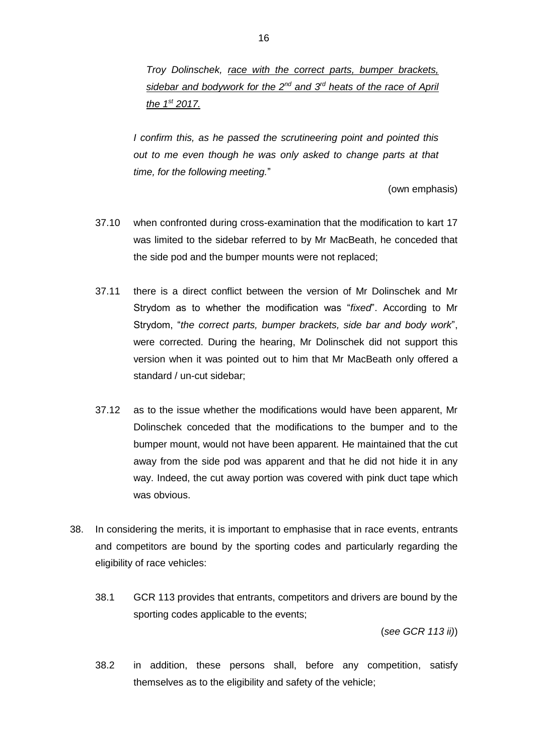*Troy Dolinschek, race with the correct parts, bumper brackets, sidebar and bodywork for the 2nd and 3rd heats of the race of April the 1st 2017.*

*I confirm this, as he passed the scrutineering point and pointed this out to me even though he was only asked to change parts at that time, for the following meeting.*"

(own emphasis)

37.10 when confronted during cross-examination that the modification to kart 17 was limited to the sidebar referred to by Mr MacBeath, he conceded that the side pod and the bumper mounts were not replaced;

37.11 there is a direct conflict between the version of Mr Dolinschek and Mr Strydom as to whether the modification was "*fixed*". According to Mr Strydom, "*the correct parts, bumper brackets, side bar and body work*", were corrected. During the hearing, Mr Dolinschek did not support this version when it was pointed out to him that Mr MacBeath only offered a standard / un-cut sidebar;

37.12 as to the issue whether the modifications would have been apparent, Mr Dolinschek conceded that the modifications to the bumper and to the bumper mount, would not have been apparent. He maintained that the cut away from the side pod was apparent and that he did not hide it in any way. Indeed, the cut away portion was covered with pink duct tape which was obvious.

38. In considering the merits, it is important to emphasise that in race events, entrants and competitors are bound by the sporting codes and particularly regarding the eligibility of race vehicles:

38.1 GCR 113 provides that entrants, competitors and drivers are bound by the sporting codes applicable to the events;

(*see GCR 113 ii)*)

38.2 in addition, these persons shall, before any competition, satisfy themselves as to the eligibility and safety of the vehicle;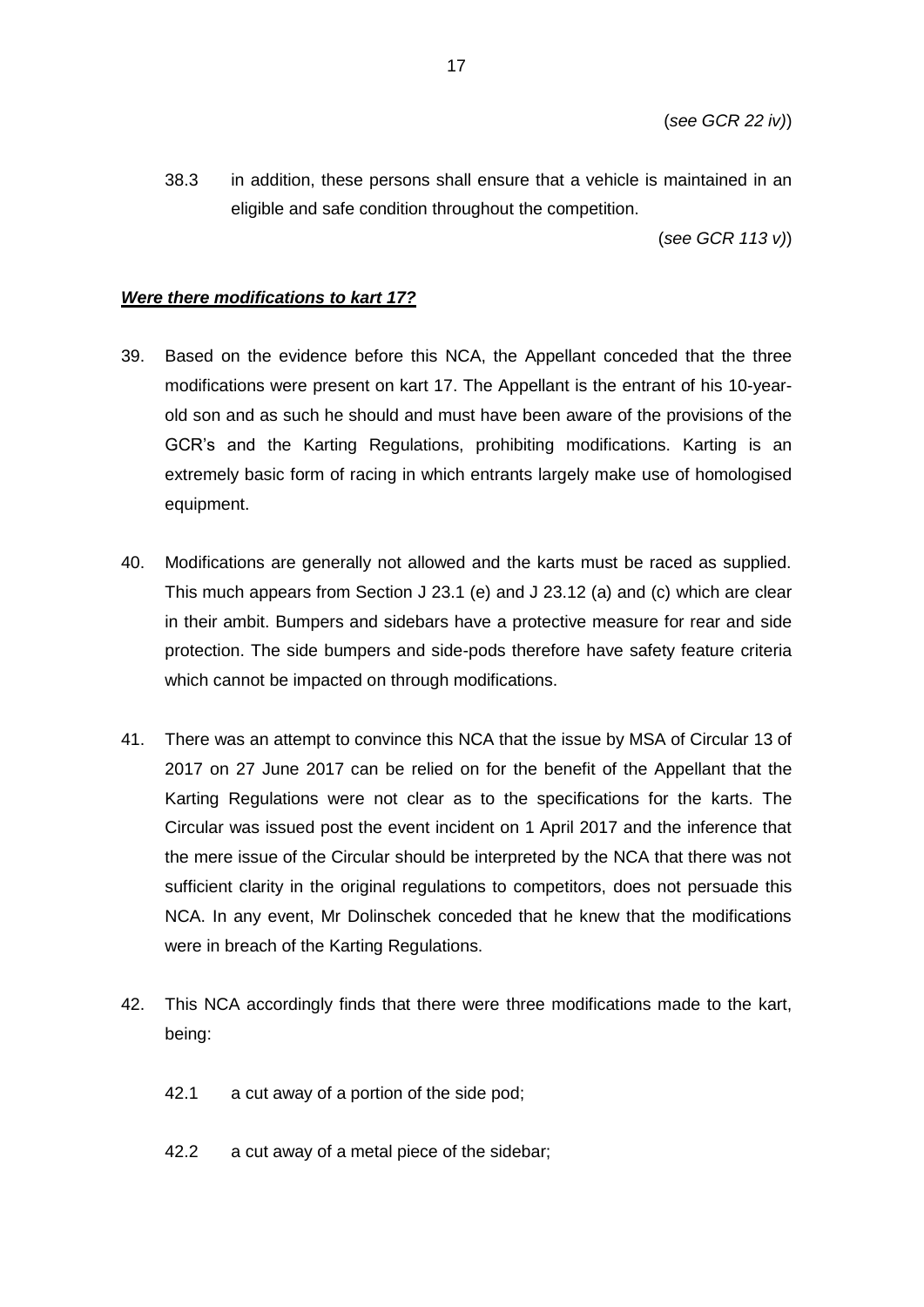(*see GCR 22 iv)*)

38.3 in addition, these persons shall ensure that a vehicle is maintained in an eligible and safe condition throughout the competition.

(*see GCR 113 v)*)

***Were there modifications to kart 17?***

39. Based on the evidence before this NCA, the Appellant conceded that the three modifications were present on kart 17. The Appellant is the entrant of his 10-year-old son and as such he should and must have been aware of the provisions of the GCR's and the Karting Regulations, prohibiting modifications. Karting is an extremely basic form of racing in which entrants largely make use of homologised equipment.

40. Modifications are generally not allowed and the karts must be raced as supplied. This much appears from Section J 23.1 (e) and J 23.12 (a) and (c) which are clear in their ambit. Bumpers and sidebars have a protective measure for rear and side protection. The side bumpers and side-pods therefore have safety feature criteria which cannot be impacted on through modifications.

41. There was an attempt to convince this NCA that the issue by MSA of Circular 13 of 2017 on 27 June 2017 can be relied on for the benefit of the Appellant that the Karting Regulations were not clear as to the specifications for the karts. The Circular was issued post the event incident on 1 April 2017 and the inference that the mere issue of the Circular should be interpreted by the NCA that there was not sufficient clarity in the original regulations to competitors, does not persuade this NCA. In any event, Mr Dolinschek conceded that he knew that the modifications were in breach of the Karting Regulations.

42. This NCA accordingly finds that there were three modifications made to the kart, being:

    42.1 a cut away of a portion of the side pod;

    42.2 a cut away of a metal piece of the sidebar;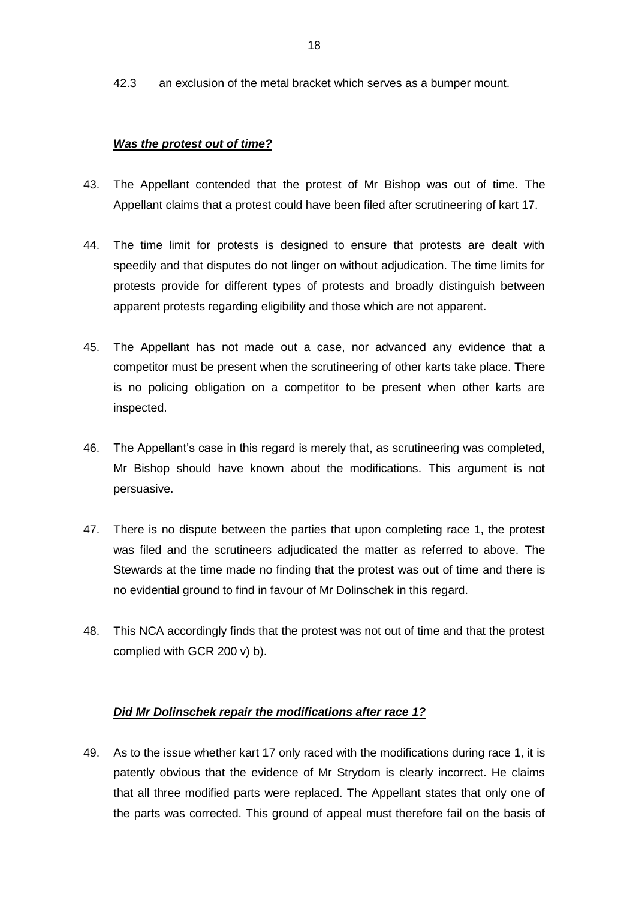42.3 an exclusion of the metal bracket which serves as a bumper mount.

***Was the protest out of time?***

43. The Appellant contended that the protest of Mr Bishop was out of time. The Appellant claims that a protest could have been filed after scrutineering of kart 17.

44. The time limit for protests is designed to ensure that protests are dealt with speedily and that disputes do not linger on without adjudication. The time limits for protests provide for different types of protests and broadly distinguish between apparent protests regarding eligibility and those which are not apparent.

45. The Appellant has not made out a case, nor advanced any evidence that a competitor must be present when the scrutineering of other karts take place. There is no policing obligation on a competitor to be present when other karts are inspected.

46. The Appellant's case in this regard is merely that, as scrutineering was completed, Mr Bishop should have known about the modifications. This argument is not persuasive.

47. There is no dispute between the parties that upon completing race 1, the protest was filed and the scrutineers adjudicated the matter as referred to above. The Stewards at the time made no finding that the protest was out of time and there is no evidential ground to find in favour of Mr Dolinschek in this regard.

48. This NCA accordingly finds that the protest was not out of time and that the protest complied with GCR 200 v) b).

***Did Mr Dolinschek repair the modifications after race 1?***

49. As to the issue whether kart 17 only raced with the modifications during race 1, it is patently obvious that the evidence of Mr Strydom is clearly incorrect. He claims that all three modified parts were replaced. The Appellant states that only one of the parts was corrected. This ground of appeal must therefore fail on the basis of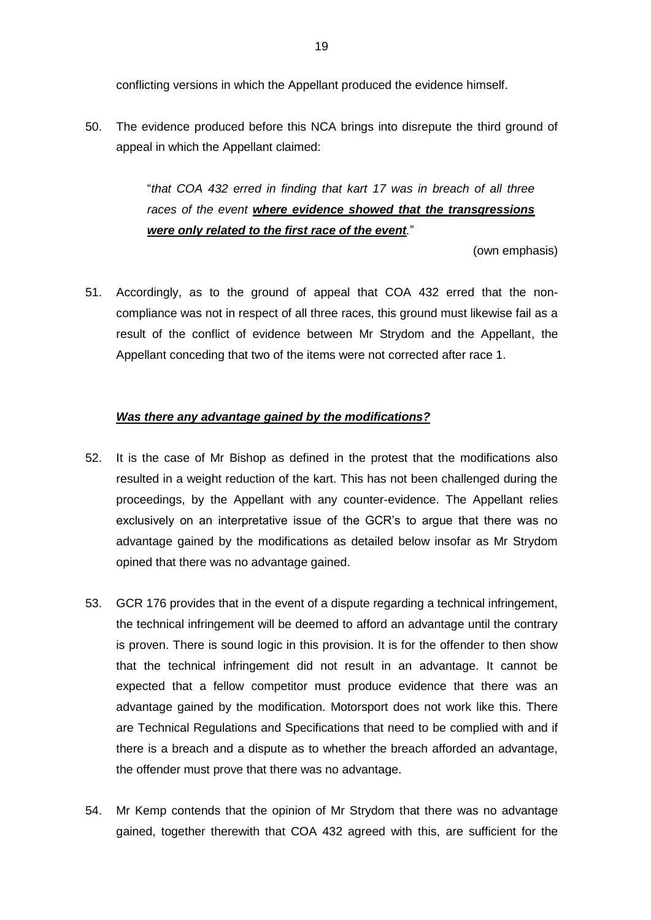conflicting versions in which the Appellant produced the evidence himself.

50. The evidence produced before this NCA brings into disrepute the third ground of appeal in which the Appellant claimed:

> "*that COA 432 erred in finding that kart 17 was in breach of all three races of the event* ***where evidence showed that the transgressions were only related to the first race of the event****.*"
>
> (own emphasis)

51. Accordingly, as to the ground of appeal that COA 432 erred that the non-compliance was not in respect of all three races, this ground must likewise fail as a result of the conflict of evidence between Mr Strydom and the Appellant, the Appellant conceding that two of the items were not corrected after race 1.

### ***Was there any advantage gained by the modifications?***

52. It is the case of Mr Bishop as defined in the protest that the modifications also resulted in a weight reduction of the kart. This has not been challenged during the proceedings, by the Appellant with any counter-evidence. The Appellant relies exclusively on an interpretative issue of the GCR's to argue that there was no advantage gained by the modifications as detailed below insofar as Mr Strydom opined that there was no advantage gained.

53. GCR 176 provides that in the event of a dispute regarding a technical infringement, the technical infringement will be deemed to afford an advantage until the contrary is proven. There is sound logic in this provision. It is for the offender to then show that the technical infringement did not result in an advantage. It cannot be expected that a fellow competitor must produce evidence that there was an advantage gained by the modification. Motorsport does not work like this. There are Technical Regulations and Specifications that need to be complied with and if there is a breach and a dispute as to whether the breach afforded an advantage, the offender must prove that there was no advantage.

54. Mr Kemp contends that the opinion of Mr Strydom that there was no advantage gained, together therewith that COA 432 agreed with this, are sufficient for the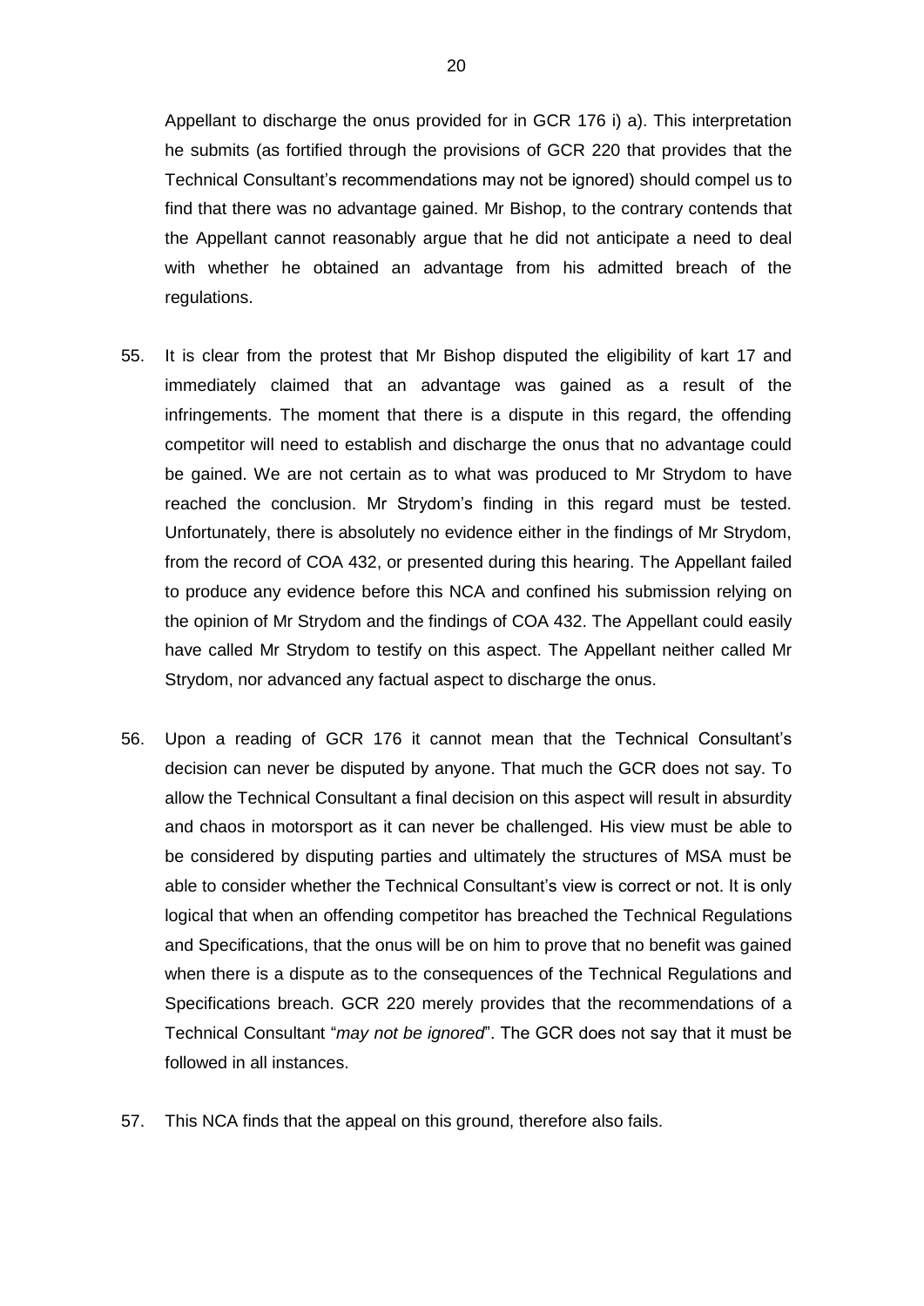Appellant to discharge the onus provided for in GCR 176 i) a). This interpretation he submits (as fortified through the provisions of GCR 220 that provides that the Technical Consultant's recommendations may not be ignored) should compel us to find that there was no advantage gained. Mr Bishop, to the contrary contends that the Appellant cannot reasonably argue that he did not anticipate a need to deal with whether he obtained an advantage from his admitted breach of the regulations.

55. It is clear from the protest that Mr Bishop disputed the eligibility of kart 17 and immediately claimed that an advantage was gained as a result of the infringements. The moment that there is a dispute in this regard, the offending competitor will need to establish and discharge the onus that no advantage could be gained. We are not certain as to what was produced to Mr Strydom to have reached the conclusion. Mr Strydom's finding in this regard must be tested. Unfortunately, there is absolutely no evidence either in the findings of Mr Strydom, from the record of COA 432, or presented during this hearing. The Appellant failed to produce any evidence before this NCA and confined his submission relying on the opinion of Mr Strydom and the findings of COA 432. The Appellant could easily have called Mr Strydom to testify on this aspect. The Appellant neither called Mr Strydom, nor advanced any factual aspect to discharge the onus.

56. Upon a reading of GCR 176 it cannot mean that the Technical Consultant's decision can never be disputed by anyone. That much the GCR does not say. To allow the Technical Consultant a final decision on this aspect will result in absurdity and chaos in motorsport as it can never be challenged. His view must be able to be considered by disputing parties and ultimately the structures of MSA must be able to consider whether the Technical Consultant's view is correct or not. It is only logical that when an offending competitor has breached the Technical Regulations and Specifications, that the onus will be on him to prove that no benefit was gained when there is a dispute as to the consequences of the Technical Regulations and Specifications breach. GCR 220 merely provides that the recommendations of a Technical Consultant "*may not be ignored*". The GCR does not say that it must be followed in all instances.

57. This NCA finds that the appeal on this ground, therefore also fails.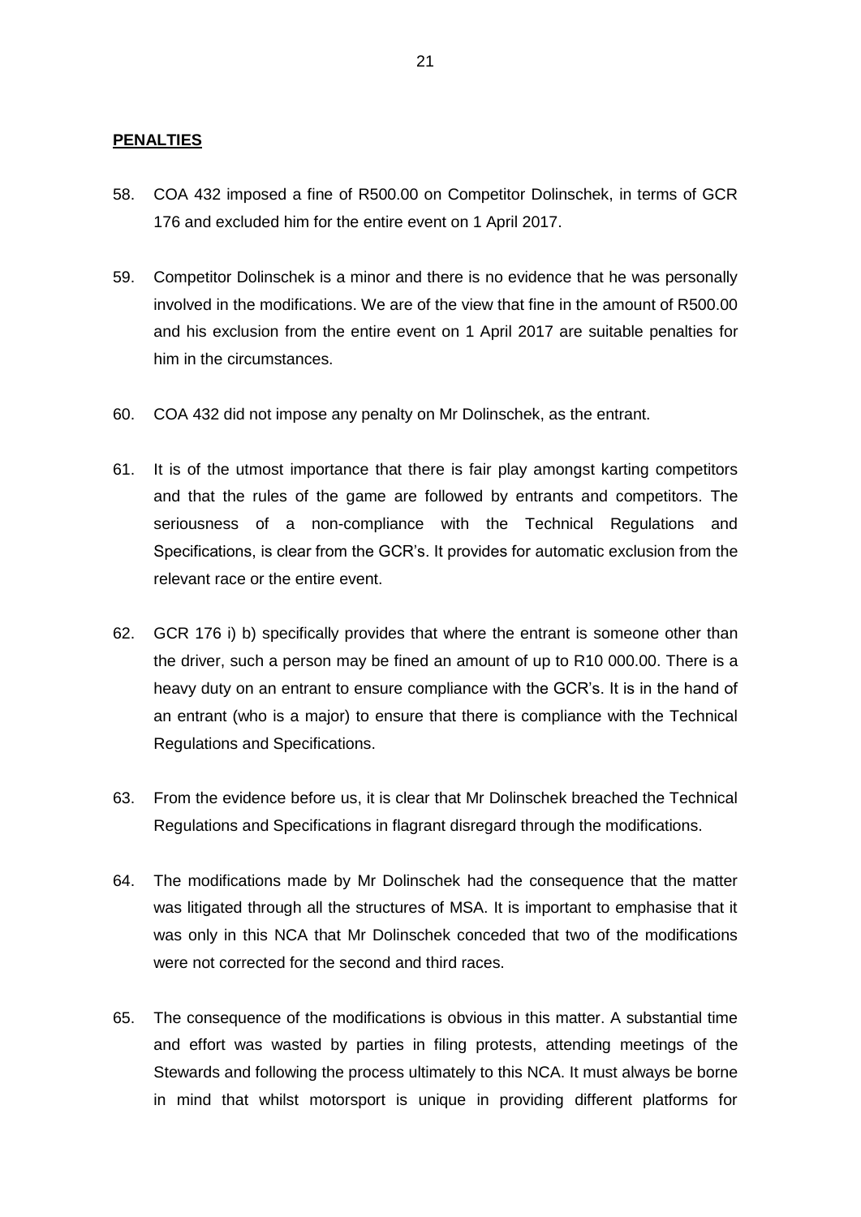**PENALTIES**

58. COA 432 imposed a fine of R500.00 on Competitor Dolinschek, in terms of GCR 176 and excluded him for the entire event on 1 April 2017.

59. Competitor Dolinschek is a minor and there is no evidence that he was personally involved in the modifications. We are of the view that fine in the amount of R500.00 and his exclusion from the entire event on 1 April 2017 are suitable penalties for him in the circumstances.

60. COA 432 did not impose any penalty on Mr Dolinschek, as the entrant.

61. It is of the utmost importance that there is fair play amongst karting competitors and that the rules of the game are followed by entrants and competitors. The seriousness of a non-compliance with the Technical Regulations and Specifications, is clear from the GCR's. It provides for automatic exclusion from the relevant race or the entire event.

62. GCR 176 i) b) specifically provides that where the entrant is someone other than the driver, such a person may be fined an amount of up to R10 000.00. There is a heavy duty on an entrant to ensure compliance with the GCR's. It is in the hand of an entrant (who is a major) to ensure that there is compliance with the Technical Regulations and Specifications.

63. From the evidence before us, it is clear that Mr Dolinschek breached the Technical Regulations and Specifications in flagrant disregard through the modifications.

64. The modifications made by Mr Dolinschek had the consequence that the matter was litigated through all the structures of MSA. It is important to emphasise that it was only in this NCA that Mr Dolinschek conceded that two of the modifications were not corrected for the second and third races.

65. The consequence of the modifications is obvious in this matter. A substantial time and effort was wasted by parties in filing protests, attending meetings of the Stewards and following the process ultimately to this NCA. It must always be borne in mind that whilst motorsport is unique in providing different platforms for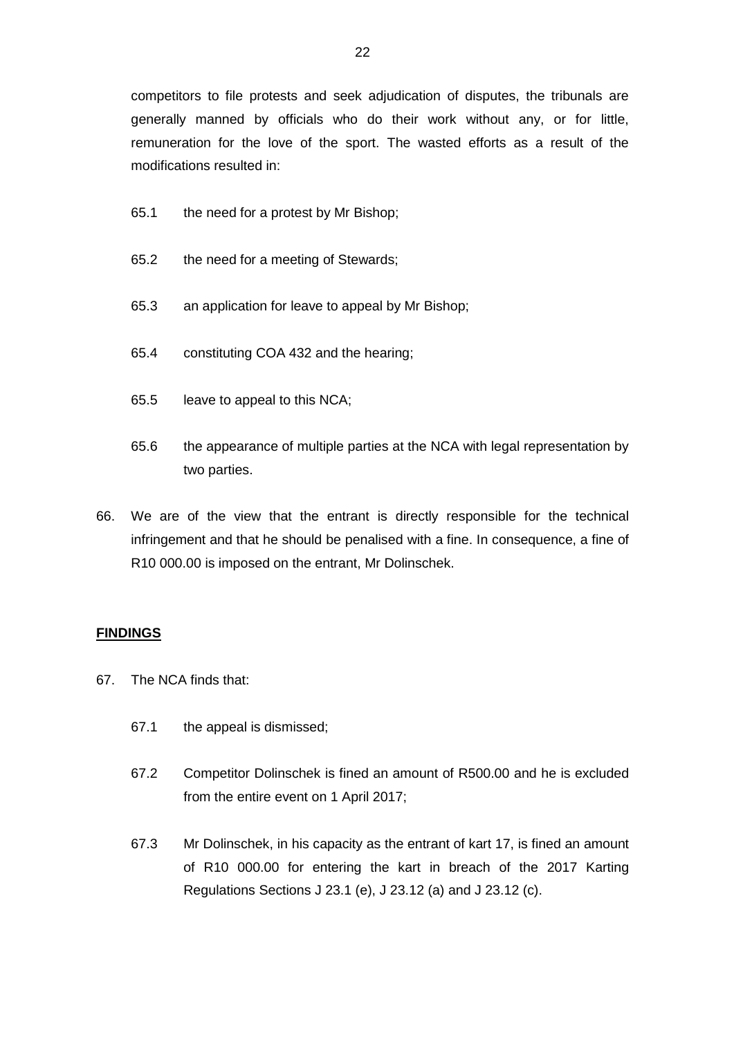competitors to file protests and seek adjudication of disputes, the tribunals are generally manned by officials who do their work without any, or for little, remuneration for the love of the sport. The wasted efforts as a result of the modifications resulted in:

65.1 the need for a protest by Mr Bishop;

65.2 the need for a meeting of Stewards;

65.3 an application for leave to appeal by Mr Bishop;

65.4 constituting COA 432 and the hearing;

65.5 leave to appeal to this NCA;

65.6 the appearance of multiple parties at the NCA with legal representation by two parties.

66. We are of the view that the entrant is directly responsible for the technical infringement and that he should be penalised with a fine. In consequence, a fine of R10 000.00 is imposed on the entrant, Mr Dolinschek.

**FINDINGS**

67. The NCA finds that:

67.1 the appeal is dismissed;

67.2 Competitor Dolinschek is fined an amount of R500.00 and he is excluded from the entire event on 1 April 2017;

67.3 Mr Dolinschek, in his capacity as the entrant of kart 17, is fined an amount of R10 000.00 for entering the kart in breach of the 2017 Karting Regulations Sections J 23.1 (e), J 23.12 (a) and J 23.12 (c).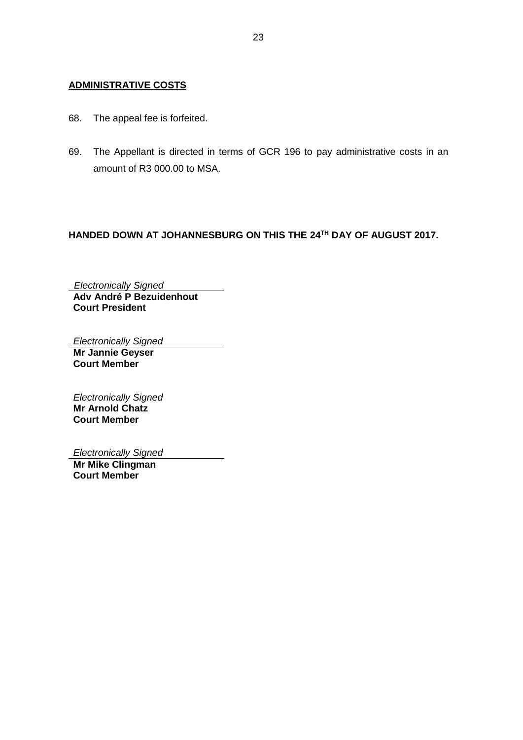**ADMINISTRATIVE COSTS**

68. The appeal fee is forfeited.

69. The Appellant is directed in terms of GCR 196 to pay administrative costs in an amount of R3 000.00 to MSA.

**HANDED DOWN AT JOHANNESBURG ON THIS THE 24TH DAY OF AUGUST 2017.**

*Electronically Signed*
**Adv André P Bezuidenhout**
**Court President**

*Electronically Signed*
**Mr Jannie Geyser**
**Court Member**

*Electronically Signed*
**Mr Arnold Chatz**
**Court Member**

*Electronically Signed*
**Mr Mike Clingman**
**Court Member**